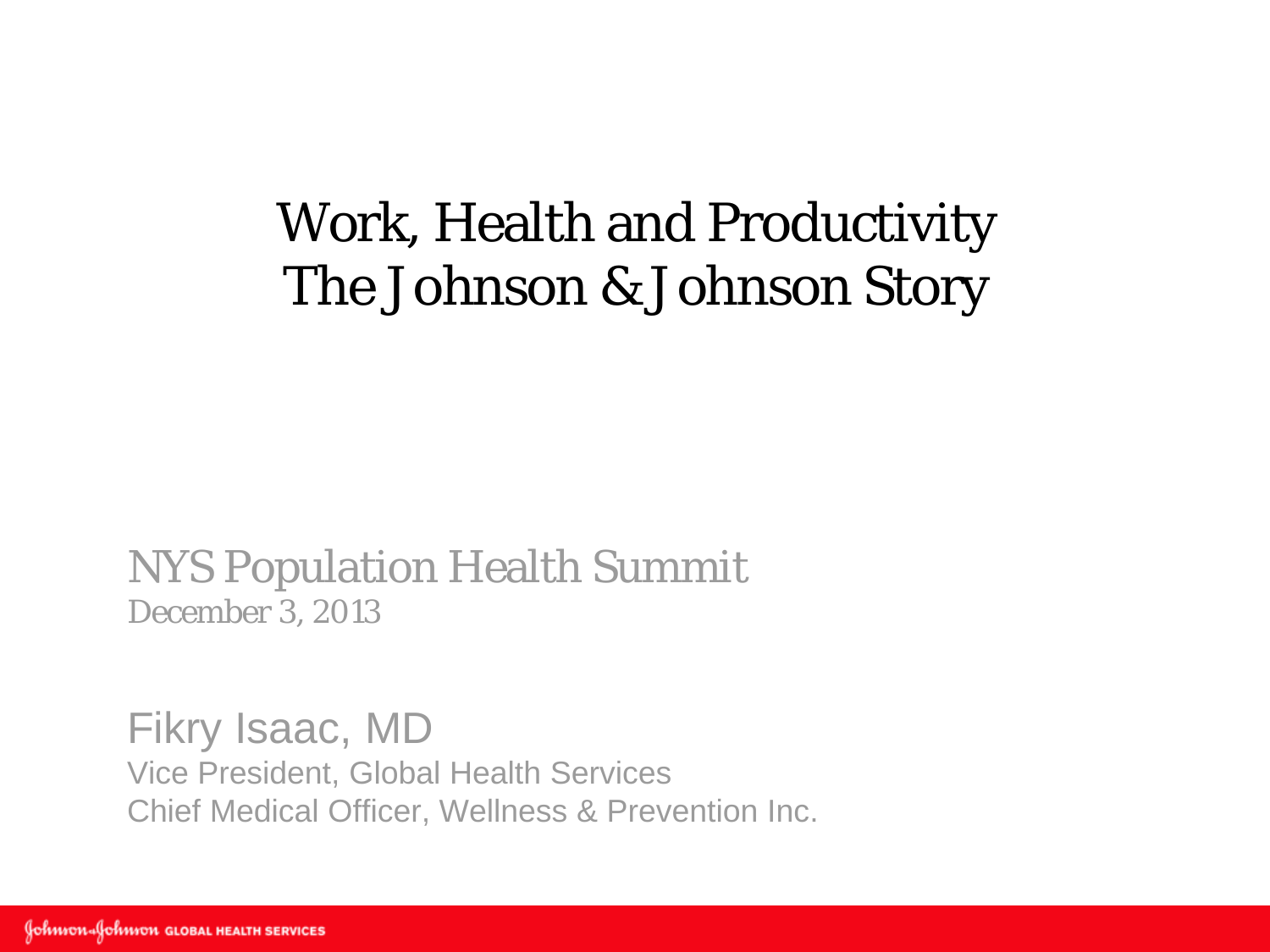# Work, Health and Productivity
# The Johnson & Johnson Story

NYS Population Health Summit
*December 3, 2013*

Fikry Isaac, MD
Vice President, Global Health Services
Chief Medical Officer, Wellness & Prevention Inc.

Johnson & Johnson GLOBAL HEALTH SERVICES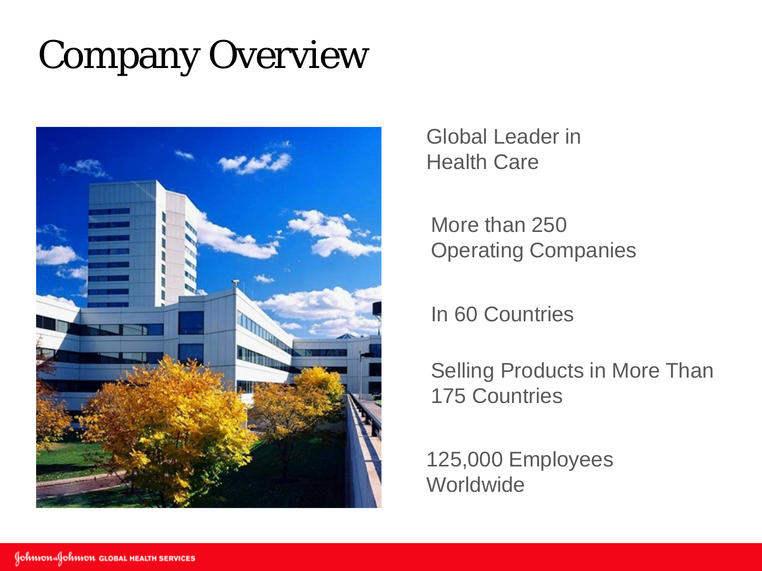# Company Overview

Global Leader in Health Care

More than 250 Operating Companies

In 60 Countries

Selling Products in More Than 175 Countries

125,000 Employees Worldwide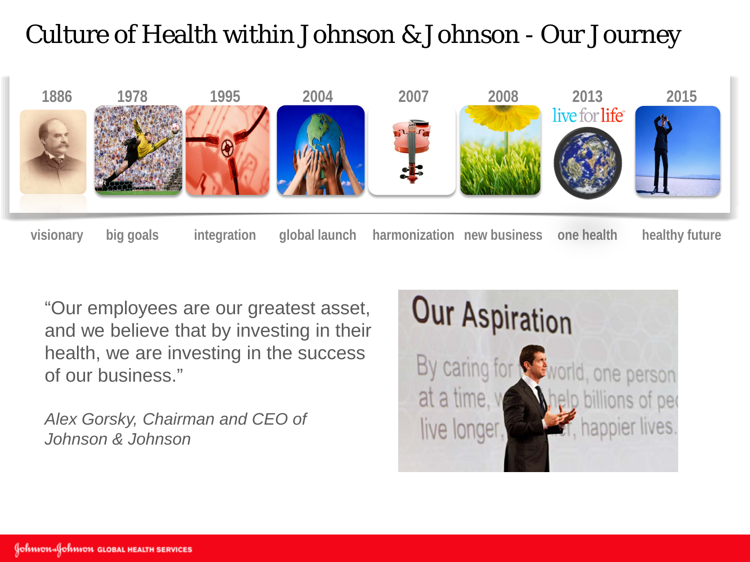# Culture of Health within Johnson & Johnson - Our Journey

| 1886 | 1978 | 1995 | 2004 | 2007 | 2008 | 2013 | 2015 |
|---|---|---|---|---|---|---|---|
| visionary | big goals | integration | global launch | harmonization | new business | one health | healthy future |

live for life

"Our employees are our greatest asset, and we believe that by investing in their health, we are investing in the success of our business."

*Alex Gorsky, Chairman and CEO of Johnson & Johnson*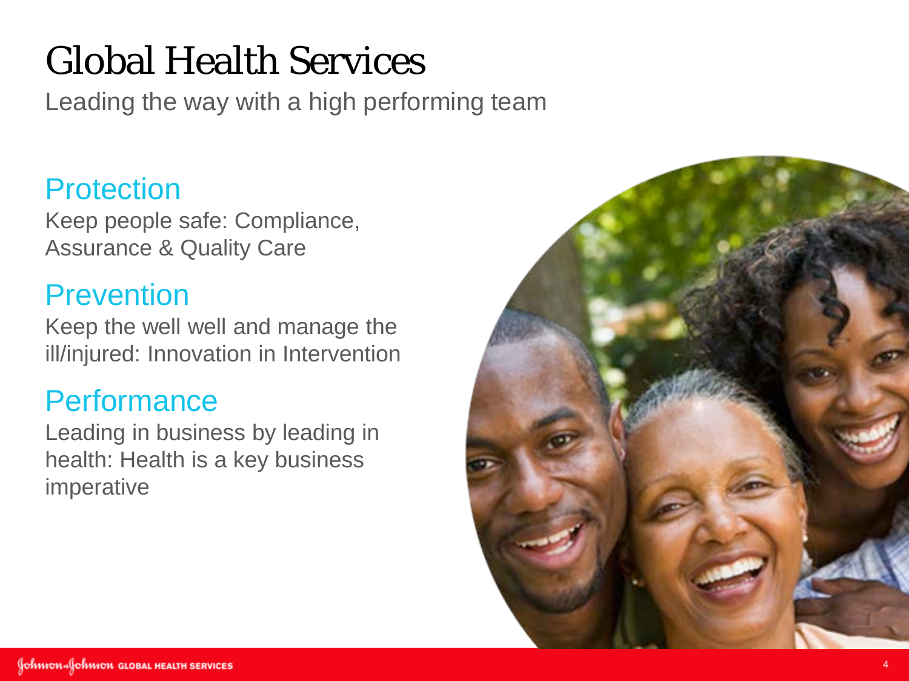# Global Health Services

Leading the way with a high performing team

## Protection

Keep people safe: Compliance, Assurance & Quality Care

## Prevention

Keep the well well and manage the ill/injured: Innovation in Intervention

## Performance

Leading in business by leading in health: Health is a key business imperative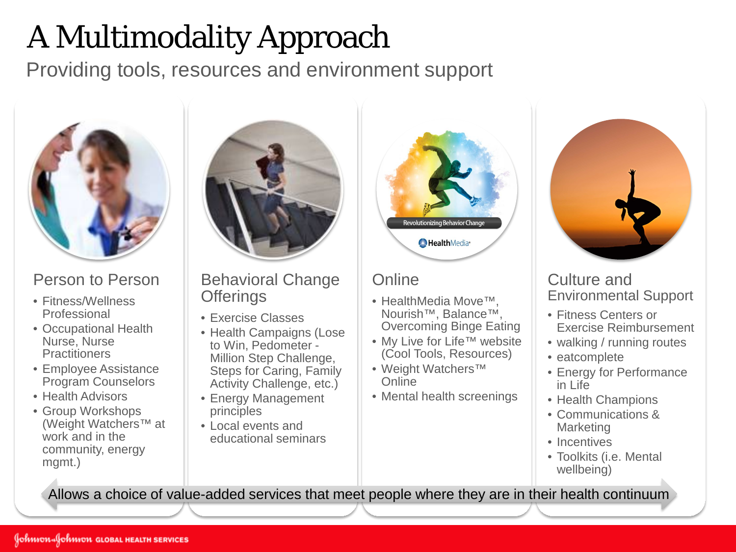# A Multimodality Approach

Providing tools, resources and environment support

## Person to Person

- Fitness/Wellness Professional
- Occupational Health Nurse, Nurse Practitioners
- Employee Assistance Program Counselors
- Health Advisors
- Group Workshops (Weight Watchers™ at work and in the community, energy mgmt.)

## Behavioral Change Offerings

- Exercise Classes
- Health Campaigns (Lose to Win, Pedometer - Million Step Challenge, Steps for Caring, Family Activity Challenge, etc.)
- Energy Management principles
- Local events and educational seminars

## Online

Revolutionizing Behavior Change

HealthMedia

- HealthMedia Move™, Nourish™, Balance™, Overcoming Binge Eating
- My Live for Life™ website (Cool Tools, Resources)
- Weight Watchers™ Online
- Mental health screenings

## Culture and Environmental Support

- Fitness Centers or Exercise Reimbursement
- walking / running routes
- eatcomplete
- Energy for Performance in Life
- Health Champions
- Communications & Marketing
- Incentives
- Toolkits (i.e. Mental wellbeing)

Allows a choice of value-added services that meet people where they are in their health continuum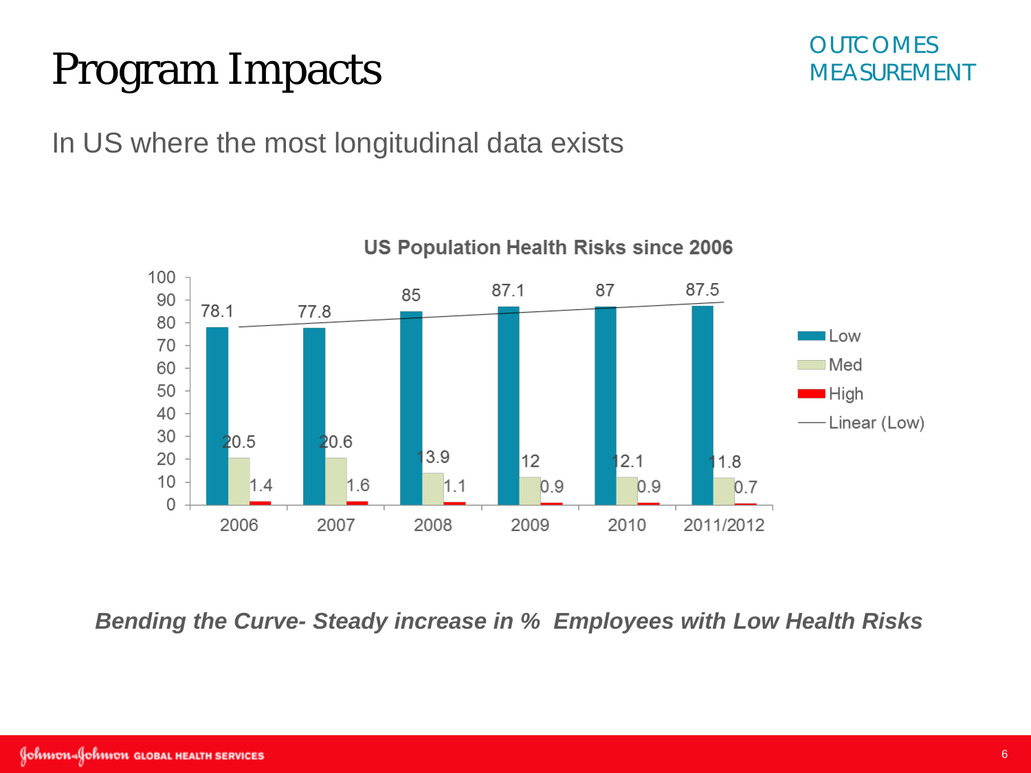# Program Impacts

OUTCOMES MEASUREMENT

In US where the most longitudinal data exists

**US Population Health Risks since 2006**

| Year | Low | Med | High |
|---|---|---|---|
| 2006 | 78.1 | 20.5 | 1.4 |
| 2007 | 77.8 | 20.6 | 1.6 |
| 2008 | 85 | 13.9 | 1.1 |
| 2009 | 87.1 | 12 | 0.9 |
| 2010 | 87 | 12.1 | 0.9 |
| 2011/2012 | 87.5 | 11.8 | 0.7 |

Legend: Low, Med, High, Linear (Low)

***Bending the Curve- Steady increase in % Employees with Low Health Risks***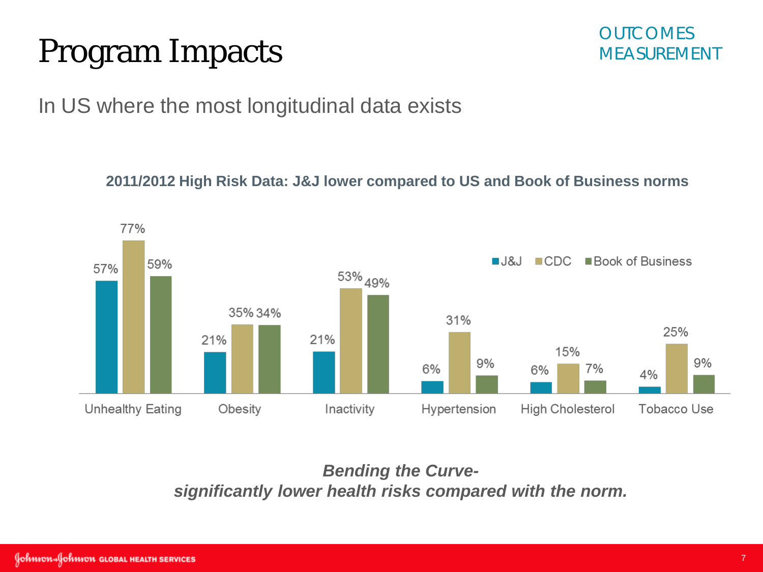# Program Impacts

OUTCOMES MEASUREMENT

In US where the most longitudinal data exists

**2011/2012 High Risk Data: J&J lower compared to US and Book of Business norms**

| | J&J | CDC | Book of Business |
|---|---|---|---|
| Unhealthy Eating | 57% | 77% | 59% |
| Obesity | 21% | 35% | 34% |
| Inactivity | 21% | 53% | 49% |
| Hypertension | 6% | 31% | 9% |
| High Cholesterol | 6% | 15% | 7% |
| Tobacco Use | 4% | 25% | 9% |

***Bending the Curve-***
***significantly lower health risks compared with the norm.***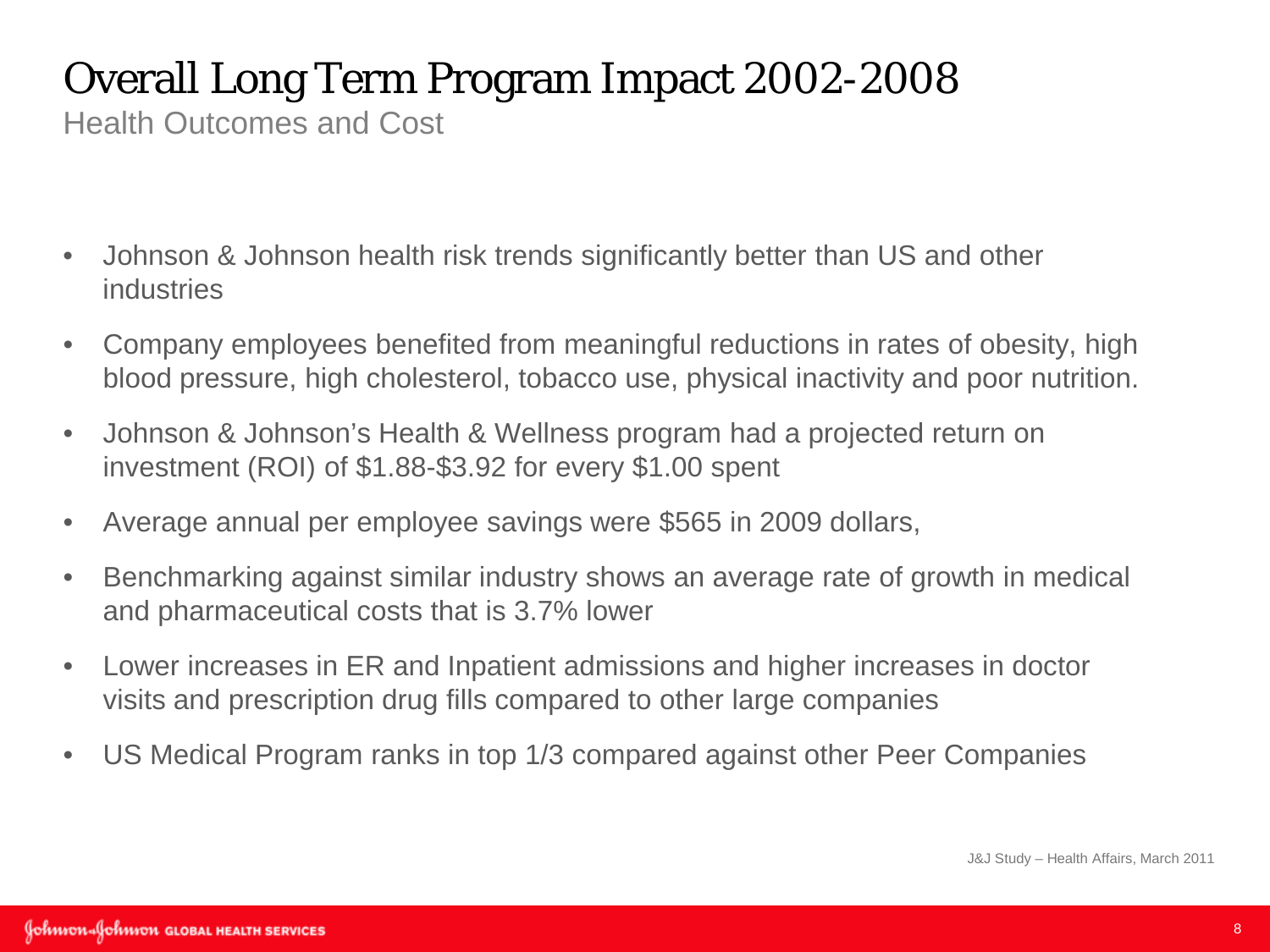# Overall Long Term Program Impact 2002-2008

## Health Outcomes and Cost

- Johnson & Johnson health risk trends significantly better than US and other industries
- Company employees benefited from meaningful reductions in rates of obesity, high blood pressure, high cholesterol, tobacco use, physical inactivity and poor nutrition.
- Johnson & Johnson's Health & Wellness program had a projected return on investment (ROI) of $1.88-$3.92 for every $1.00 spent
- Average annual per employee savings were $565 in 2009 dollars,
- Benchmarking against similar industry shows an average rate of growth in medical and pharmaceutical costs that is 3.7% lower
- Lower increases in ER and Inpatient admissions and higher increases in doctor visits and prescription drug fills compared to other large companies
- US Medical Program ranks in top 1/3 compared against other Peer Companies

J&J Study – Health Affairs, March 2011